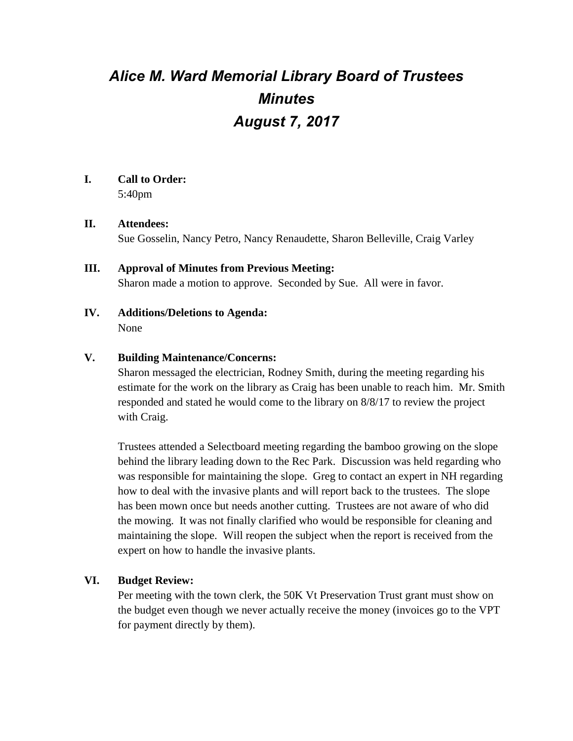# *Alice M. Ward Memorial Library Board of Trustees*
# *Minutes*
# *August 7, 2017*

**I. Call to Order:**

5:40pm

**II. Attendees:**

Sue Gosselin, Nancy Petro, Nancy Renaudette, Sharon Belleville, Craig Varley

**III. Approval of Minutes from Previous Meeting:**

Sharon made a motion to approve. Seconded by Sue. All were in favor.

**IV. Additions/Deletions to Agenda:**

None

**V. Building Maintenance/Concerns:**

Sharon messaged the electrician, Rodney Smith, during the meeting regarding his estimate for the work on the library as Craig has been unable to reach him. Mr. Smith responded and stated he would come to the library on 8/8/17 to review the project with Craig.

Trustees attended a Selectboard meeting regarding the bamboo growing on the slope behind the library leading down to the Rec Park. Discussion was held regarding who was responsible for maintaining the slope. Greg to contact an expert in NH regarding how to deal with the invasive plants and will report back to the trustees. The slope has been mown once but needs another cutting. Trustees are not aware of who did the mowing. It was not finally clarified who would be responsible for cleaning and maintaining the slope. Will reopen the subject when the report is received from the expert on how to handle the invasive plants.

**VI. Budget Review:**

Per meeting with the town clerk, the 50K Vt Preservation Trust grant must show on the budget even though we never actually receive the money (invoices go to the VPT for payment directly by them).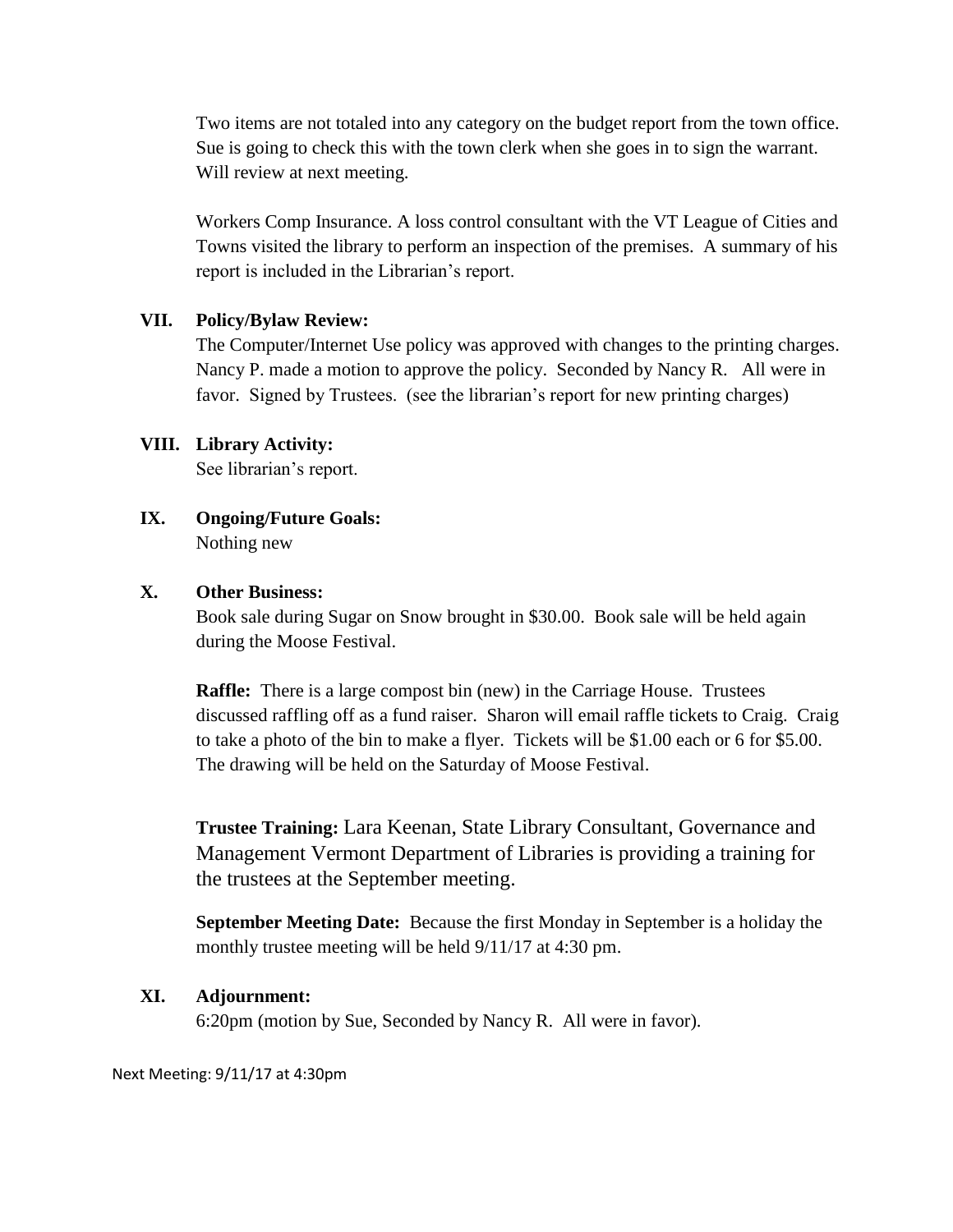Two items are not totaled into any category on the budget report from the town office. Sue is going to check this with the town clerk when she goes in to sign the warrant. Will review at next meeting.

Workers Comp Insurance. A loss control consultant with the VT League of Cities and Towns visited the library to perform an inspection of the premises. A summary of his report is included in the Librarian's report.

**VII. Policy/Bylaw Review:**

The Computer/Internet Use policy was approved with changes to the printing charges. Nancy P. made a motion to approve the policy. Seconded by Nancy R. All were in favor. Signed by Trustees. (see the librarian's report for new printing charges)

**VIII. Library Activity:**

See librarian's report.

**IX. Ongoing/Future Goals:**

Nothing new

**X. Other Business:**

Book sale during Sugar on Snow brought in $30.00. Book sale will be held again during the Moose Festival.

**Raffle:** There is a large compost bin (new) in the Carriage House. Trustees discussed raffling off as a fund raiser. Sharon will email raffle tickets to Craig. Craig to take a photo of the bin to make a flyer. Tickets will be $1.00 each or 6 for $5.00. The drawing will be held on the Saturday of Moose Festival.

**Trustee Training:** Lara Keenan, State Library Consultant, Governance and Management Vermont Department of Libraries is providing a training for the trustees at the September meeting.

**September Meeting Date:** Because the first Monday in September is a holiday the monthly trustee meeting will be held 9/11/17 at 4:30 pm.

**XI. Adjournment:**

6:20pm (motion by Sue, Seconded by Nancy R. All were in favor).

Next Meeting: 9/11/17 at 4:30pm